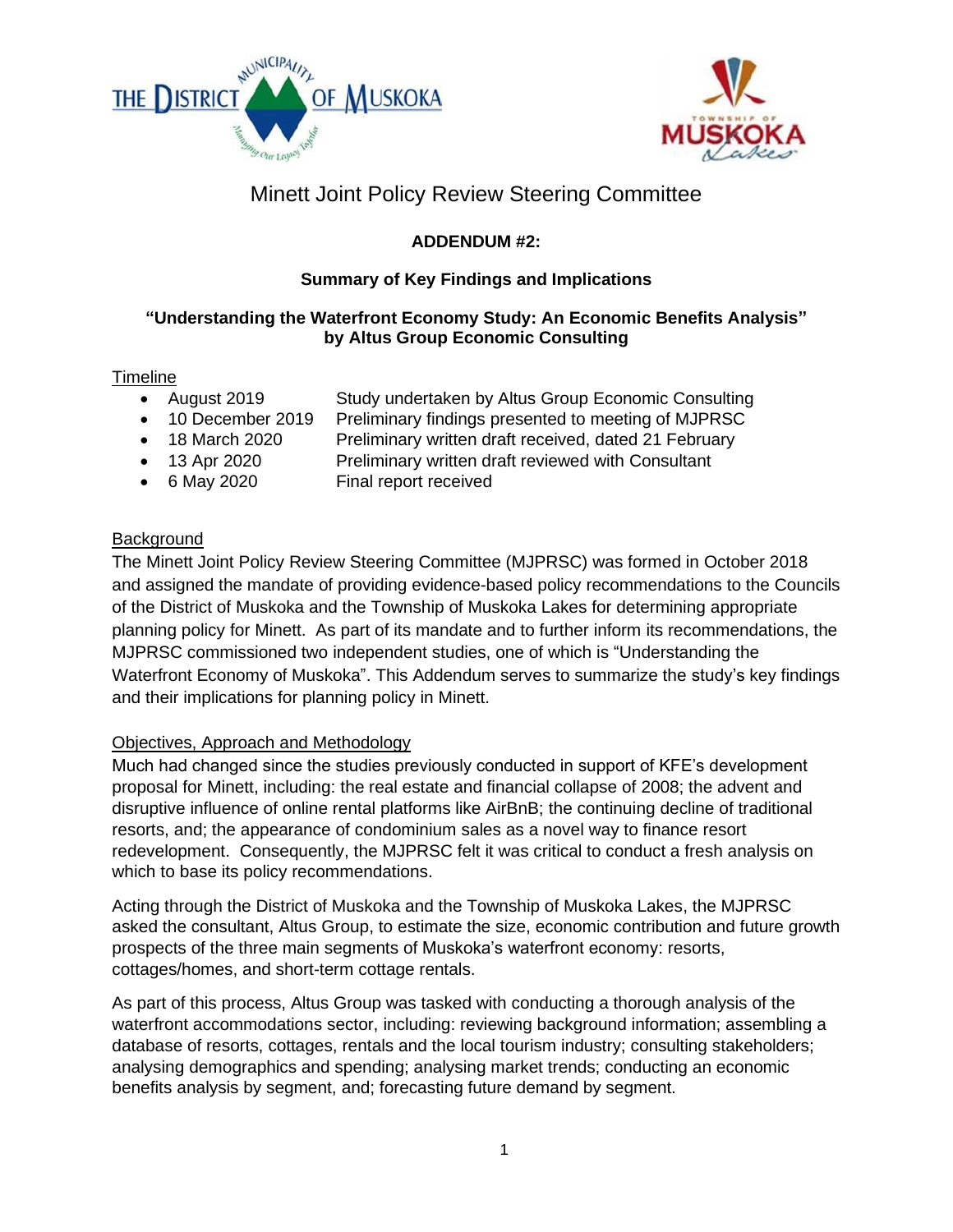# Minett Joint Policy Review Steering Committee

## ADDENDUM #2:

### Summary of Key Findings and Implications

### "Understanding the Waterfront Economy Study: An Economic Benefits Analysis" by Altus Group Economic Consulting

Timeline

- August 2019 Study undertaken by Altus Group Economic Consulting
- 10 December 2019 Preliminary findings presented to meeting of MJPRSC
- 18 March 2020 Preliminary written draft received, dated 21 February
- 13 Apr 2020 Preliminary written draft reviewed with Consultant
- 6 May 2020 Final report received

Background

The Minett Joint Policy Review Steering Committee (MJPRSC) was formed in October 2018 and assigned the mandate of providing evidence-based policy recommendations to the Councils of the District of Muskoka and the Township of Muskoka Lakes for determining appropriate planning policy for Minett. As part of its mandate and to further inform its recommendations, the MJPRSC commissioned two independent studies, one of which is "Understanding the Waterfront Economy of Muskoka". This Addendum serves to summarize the study's key findings and their implications for planning policy in Minett.

Objectives, Approach and Methodology

Much had changed since the studies previously conducted in support of KFE's development proposal for Minett, including: the real estate and financial collapse of 2008; the advent and disruptive influence of online rental platforms like AirBnB; the continuing decline of traditional resorts, and; the appearance of condominium sales as a novel way to finance resort redevelopment. Consequently, the MJPRSC felt it was critical to conduct a fresh analysis on which to base its policy recommendations.

Acting through the District of Muskoka and the Township of Muskoka Lakes, the MJPRSC asked the consultant, Altus Group, to estimate the size, economic contribution and future growth prospects of the three main segments of Muskoka's waterfront economy: resorts, cottages/homes, and short-term cottage rentals.

As part of this process, Altus Group was tasked with conducting a thorough analysis of the waterfront accommodations sector, including: reviewing background information; assembling a database of resorts, cottages, rentals and the local tourism industry; consulting stakeholders; analysing demographics and spending; analysing market trends; conducting an economic benefits analysis by segment, and; forecasting future demand by segment.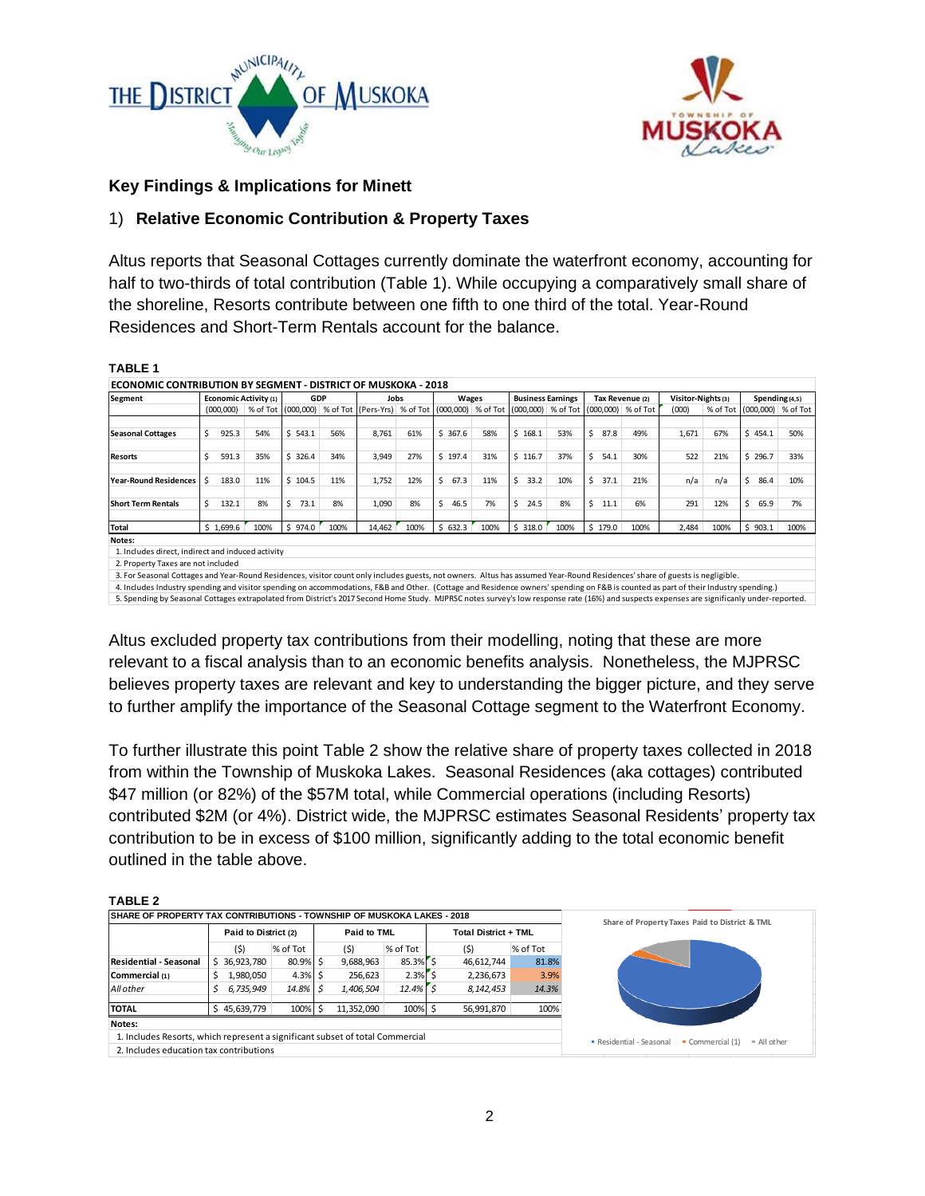### Key Findings & Implications for Minett

#### 1) **Relative Economic Contribution & Property Taxes**

Altus reports that Seasonal Cottages currently dominate the waterfront economy, accounting for half to two-thirds of total contribution (Table 1). While occupying a comparatively small share of the shoreline, Resorts contribute between one fifth to one third of the total. Year-Round Residences and Short-Term Rentals account for the balance.

**TABLE 1**

**ECONOMIC CONTRIBUTION BY SEGMENT - DISTRICT OF MUSKOKA - 2018**

| Segment | Economic Activity (1) | | GDP | | Jobs | | Wages | | Business Earnings | | Tax Revenue (2) | | Visitor-Nights (3) | | Spending (4,5) | |
|---|---|---|---|---|---|---|---|---|---|---|---|---|---|---|---|---|
| | (000,000) | % of Tot | (000,000) | % of Tot | (Pers-Yrs) | % of Tot | (000,000) | % of Tot | (000,000) | % of Tot | (000,000) | % of Tot | (000) | % of Tot | (000,000) | % of Tot |
| **Seasonal Cottages** | $ 925.3 | 54% | $ 543.1 | 56% | 8,761 | 61% | $ 367.6 | 58% | $ 168.1 | 53% | $ 87.8 | 49% | 1,671 | 67% | $ 454.1 | 50% |
| **Resorts** | $ 591.3 | 35% | $ 326.4 | 34% | 3,949 | 27% | $ 197.4 | 31% | $ 116.7 | 37% | $ 54.1 | 30% | 522 | 21% | $ 296.7 | 33% |
| **Year-Round Residences** | $ 183.0 | 11% | $ 104.5 | 11% | 1,752 | 12% | $ 67.3 | 11% | $ 33.2 | 10% | $ 37.1 | 21% | n/a | n/a | $ 86.4 | 10% |
| **Short Term Rentals** | $ 132.1 | 8% | $ 73.1 | 8% | 1,090 | 8% | $ 46.5 | 7% | $ 24.5 | 8% | $ 11.1 | 6% | 291 | 12% | $ 65.9 | 7% |
| **Total** | $ 1,699.6 | 100% | $ 974.0 | 100% | 14,462 | 100% | $ 632.3 | 100% | $ 318.0 | 100% | $ 179.0 | 100% | 2,484 | 100% | $ 903.1 | 100% |

**Notes:**
1. Includes direct, indirect and induced activity
2. Property Taxes are not included
3. For Seasonal Cottages and Year-Round Residences, visitor count only includes guests, not owners. Altus has assumed Year-Round Residences' share of guests is negligible.
4. Includes Industry spending and visitor spending on accommodations, F&B and Other. (Cottage and Residence owners' spending on F&B is counted as part of their Industry spending.)
5. Spending by Seasonal Cottages extrapolated from District's 2017 Second Home Study. MJPRSC notes survey's low response rate (16%) and suspects expenses are significantly under-reported.

Altus excluded property tax contributions from their modelling, noting that these are more relevant to a fiscal analysis than to an economic benefits analysis. Nonetheless, the MJPRSC believes property taxes are relevant and key to understanding the bigger picture, and they serve to further amplify the importance of the Seasonal Cottage segment to the Waterfront Economy.

To further illustrate this point Table 2 show the relative share of property taxes collected in 2018 from within the Township of Muskoka Lakes. Seasonal Residences (aka cottages) contributed $47 million (or 82%) of the $57M total, while Commercial operations (including Resorts) contributed $2M (or 4%). District wide, the MJPRSC estimates Seasonal Residents' property tax contribution to be in excess of $100 million, significantly adding to the total economic benefit outlined in the table above.

**TABLE 2**

**SHARE OF PROPERTY TAX CONTRIBUTIONS - TOWNSHIP OF MUSKOKA LAKES - 2018**

| | Paid to District (2) | | Paid to TML | | Total District + TML | |
|---|---|---|---|---|---|---|
| | ($) | % of Tot | ($) | % of Tot | ($) | % of Tot |
| **Residential - Seasonal** | $ 36,923,780 | 80.9% | $ 9,688,963 | 85.3% | $ 46,612,744 | 81.8% |
| **Commercial (1)** | $ 1,980,050 | 4.3% | $ 256,623 | 2.3% | $ 2,236,673 | 3.9% |
| *All other* | *$ 6,735,949* | *14.8%* | *$ 1,406,504* | *12.4%* | *$ 8,142,453* | *14.3%* |
| **TOTAL** | $ 45,639,779 | 100% | $ 11,352,090 | 100% | $ 56,991,870 | 100% |

**Notes:**
1. Includes Resorts, which represent a significant subset of total Commercial
2. Includes education tax contributions

Share of Property Taxes Paid to District & TML

▪ Residential - Seasonal ▪ Commercial (1) ▪ All other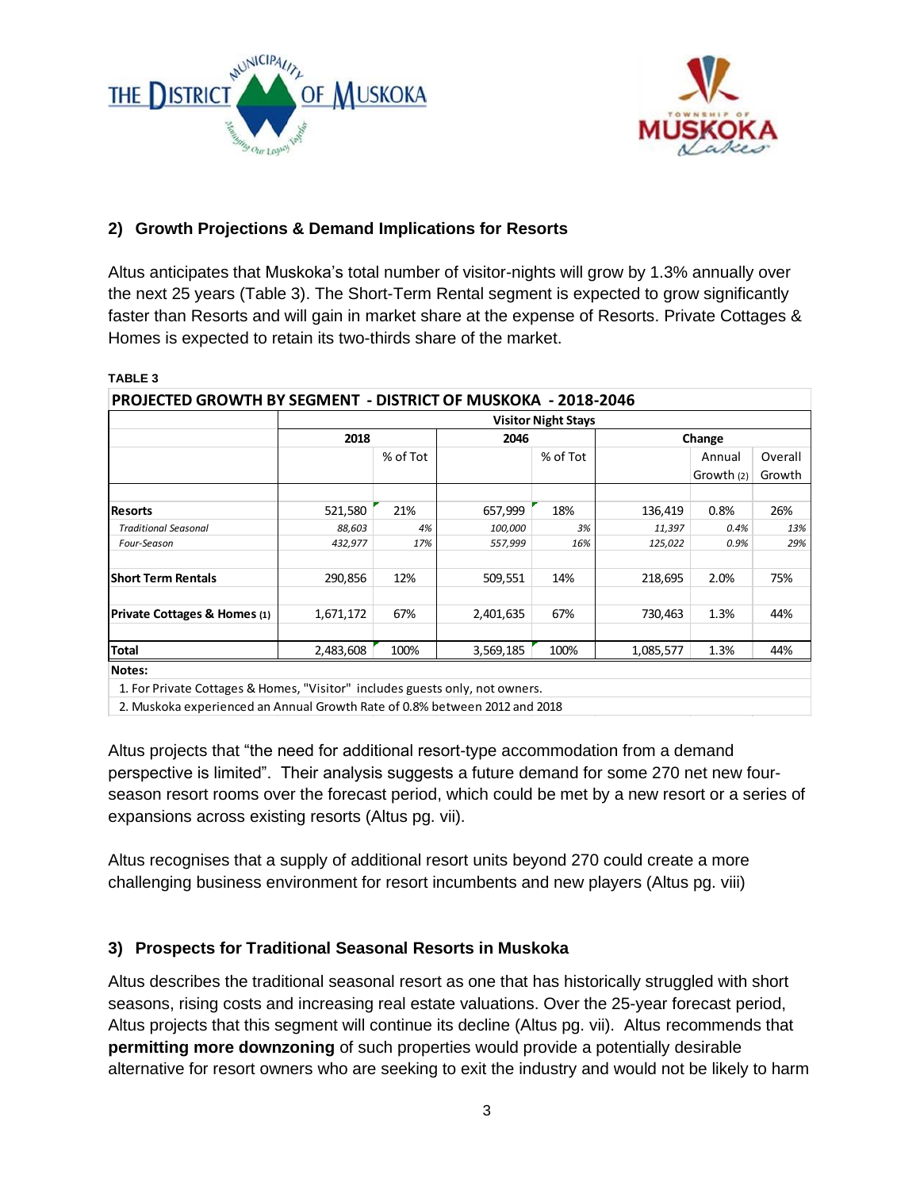## 2) Growth Projections & Demand Implications for Resorts

Altus anticipates that Muskoka's total number of visitor-nights will grow by 1.3% annually over the next 25 years (Table 3). The Short-Term Rental segment is expected to grow significantly faster than Resorts and will gain in market share at the expense of Resorts. Private Cottages & Homes is expected to retain its two-thirds share of the market.

**TABLE 3**

**PROJECTED GROWTH BY SEGMENT - DISTRICT OF MUSKOKA - 2018-2046**

| | Visitor Night Stays | | | | | | |
|---|---|---|---|---|---|---|---|
| | 2018 | | 2046 | | Change | | |
| | | % of Tot | | % of Tot | | Annual Growth (2) | Overall Growth |
| **Resorts** | 521,580 | 21% | 657,999 | 18% | 136,419 | 0.8% | 26% |
| *Traditional Seasonal* | *88,603* | *4%* | *100,000* | *3%* | *11,397* | *0.4%* | *13%* |
| *Four-Season* | *432,977* | *17%* | *557,999* | *16%* | *125,022* | *0.9%* | *29%* |
| **Short Term Rentals** | 290,856 | 12% | 509,551 | 14% | 218,695 | 2.0% | 75% |
| **Private Cottages & Homes (1)** | 1,671,172 | 67% | 2,401,635 | 67% | 730,463 | 1.3% | 44% |
| **Total** | 2,483,608 | 100% | 3,569,185 | 100% | 1,085,577 | 1.3% | 44% |

**Notes:**
1. For Private Cottages & Homes, "Visitor" includes guests only, not owners.
2. Muskoka experienced an Annual Growth Rate of 0.8% between 2012 and 2018

Altus projects that "the need for additional resort-type accommodation from a demand perspective is limited". Their analysis suggests a future demand for some 270 net new four-season resort rooms over the forecast period, which could be met by a new resort or a series of expansions across existing resorts (Altus pg. vii).

Altus recognises that a supply of additional resort units beyond 270 could create a more challenging business environment for resort incumbents and new players (Altus pg. viii)

## 3) Prospects for Traditional Seasonal Resorts in Muskoka

Altus describes the traditional seasonal resort as one that has historically struggled with short seasons, rising costs and increasing real estate valuations. Over the 25-year forecast period, Altus projects that this segment will continue its decline (Altus pg. vii). Altus recommends that **permitting more downzoning** of such properties would provide a potentially desirable alternative for resort owners who are seeking to exit the industry and would not be likely to harm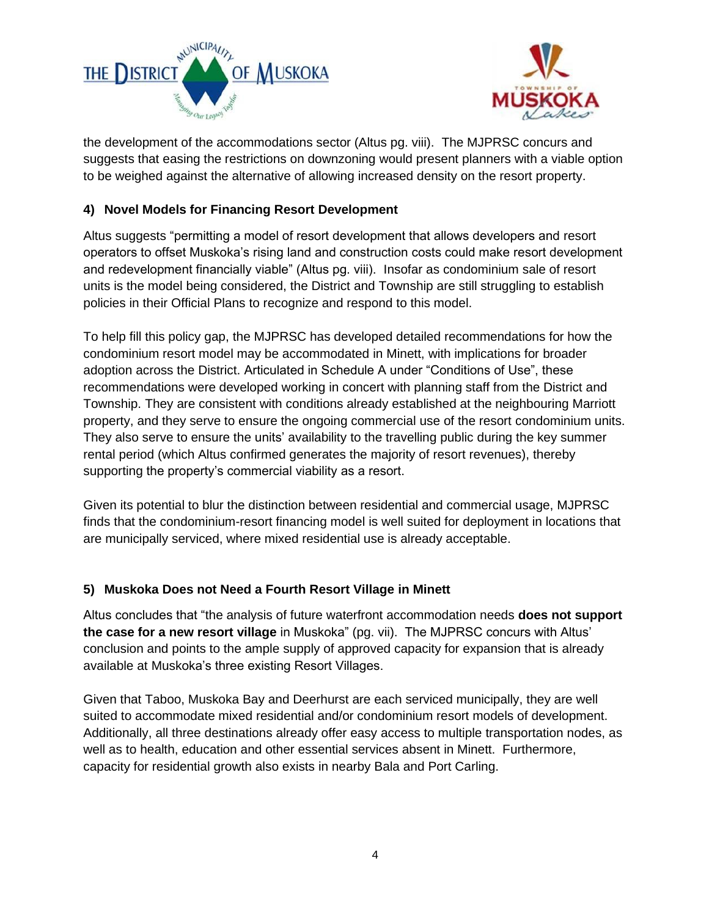the development of the accommodations sector (Altus pg. viii). The MJPRSC concurs and suggests that easing the restrictions on downzoning would present planners with a viable option to be weighed against the alternative of allowing increased density on the resort property.

### 4) Novel Models for Financing Resort Development

Altus suggests "permitting a model of resort development that allows developers and resort operators to offset Muskoka's rising land and construction costs could make resort development and redevelopment financially viable" (Altus pg. viii). Insofar as condominium sale of resort units is the model being considered, the District and Township are still struggling to establish policies in their Official Plans to recognize and respond to this model.

To help fill this policy gap, the MJPRSC has developed detailed recommendations for how the condominium resort model may be accommodated in Minett, with implications for broader adoption across the District. Articulated in Schedule A under "Conditions of Use", these recommendations were developed working in concert with planning staff from the District and Township. They are consistent with conditions already established at the neighbouring Marriott property, and they serve to ensure the ongoing commercial use of the resort condominium units. They also serve to ensure the units' availability to the travelling public during the key summer rental period (which Altus confirmed generates the majority of resort revenues), thereby supporting the property's commercial viability as a resort.

Given its potential to blur the distinction between residential and commercial usage, MJPRSC finds that the condominium-resort financing model is well suited for deployment in locations that are municipally serviced, where mixed residential use is already acceptable.

### 5) Muskoka Does not Need a Fourth Resort Village in Minett

Altus concludes that "the analysis of future waterfront accommodation needs **does not support the case for a new resort village** in Muskoka" (pg. vii). The MJPRSC concurs with Altus' conclusion and points to the ample supply of approved capacity for expansion that is already available at Muskoka's three existing Resort Villages.

Given that Taboo, Muskoka Bay and Deerhurst are each serviced municipally, they are well suited to accommodate mixed residential and/or condominium resort models of development. Additionally, all three destinations already offer easy access to multiple transportation nodes, as well as to health, education and other essential services absent in Minett. Furthermore, capacity for residential growth also exists in nearby Bala and Port Carling.